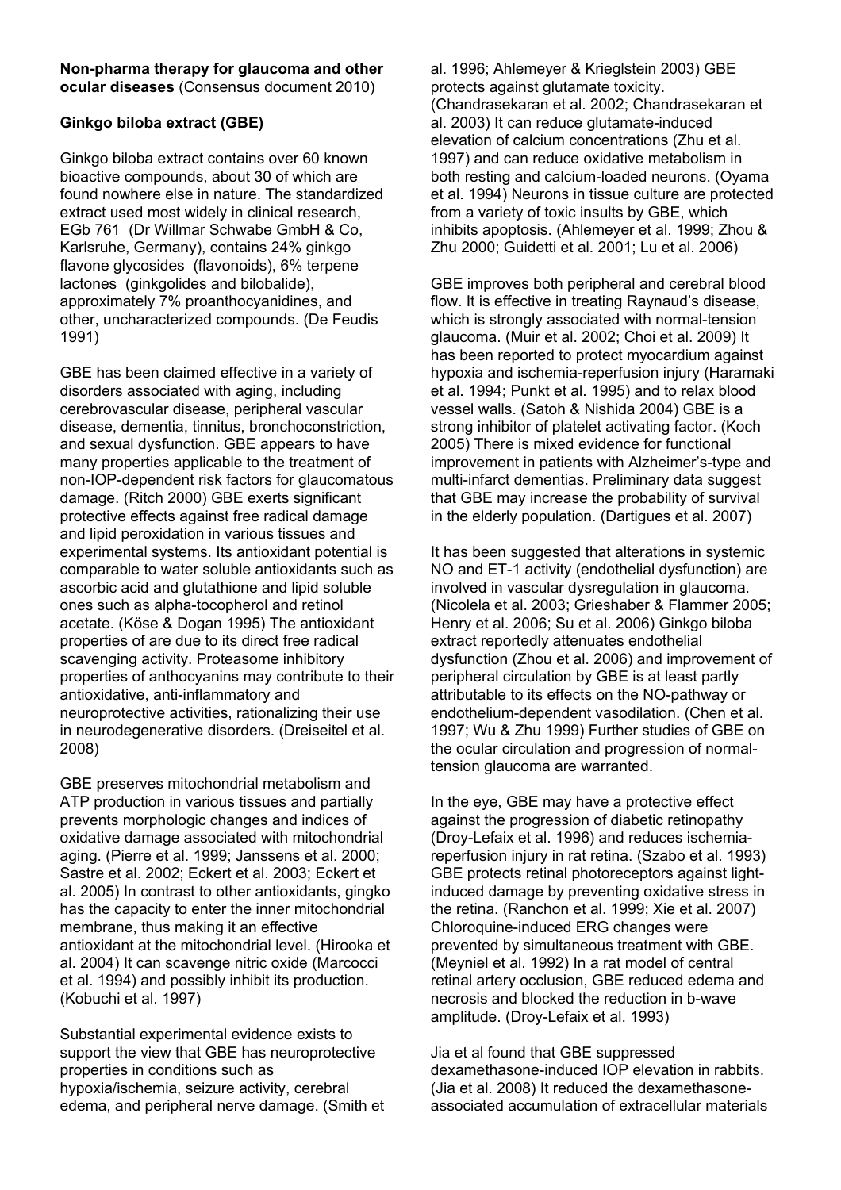**Non-pharma therapy for glaucoma and other ocular diseases** (Consensus document 2010)

**Ginkgo biloba extract (GBE)**

Ginkgo biloba extract contains over 60 known bioactive compounds, about 30 of which are found nowhere else in nature. The standardized extract used most widely in clinical research, EGb 761 (Dr Willmar Schwabe GmbH & Co, Karlsruhe, Germany), contains 24% ginkgo flavone glycosides (flavonoids), 6% terpene lactones (ginkgolides and bilobalide), approximately 7% proanthocyanidines, and other, uncharacterized compounds. (De Feudis 1991)

GBE has been claimed effective in a variety of disorders associated with aging, including cerebrovascular disease, peripheral vascular disease, dementia, tinnitus, bronchoconstriction, and sexual dysfunction. GBE appears to have many properties applicable to the treatment of non-IOP-dependent risk factors for glaucomatous damage. (Ritch 2000) GBE exerts significant protective effects against free radical damage and lipid peroxidation in various tissues and experimental systems. Its antioxidant potential is comparable to water soluble antioxidants such as ascorbic acid and glutathione and lipid soluble ones such as alpha-tocopherol and retinol acetate. (Köse & Dogan 1995) The antioxidant properties of are due to its direct free radical scavenging activity. Proteasome inhibitory properties of anthocyanins may contribute to their antioxidative, anti-inflammatory and neuroprotective activities, rationalizing their use in neurodegenerative disorders. (Dreiseitel et al. 2008)

GBE preserves mitochondrial metabolism and ATP production in various tissues and partially prevents morphologic changes and indices of oxidative damage associated with mitochondrial aging. (Pierre et al. 1999; Janssens et al. 2000; Sastre et al. 2002; Eckert et al. 2003; Eckert et al. 2005) In contrast to other antioxidants, gingko has the capacity to enter the inner mitochondrial membrane, thus making it an effective antioxidant at the mitochondrial level. (Hirooka et al. 2004) It can scavenge nitric oxide (Marcocci et al. 1994) and possibly inhibit its production. (Kobuchi et al. 1997)

Substantial experimental evidence exists to support the view that GBE has neuroprotective properties in conditions such as hypoxia/ischemia, seizure activity, cerebral edema, and peripheral nerve damage. (Smith et al. 1996; Ahlemeyer & Krieglstein 2003) GBE protects against glutamate toxicity. (Chandrasekaran et al. 2002; Chandrasekaran et al. 2003) It can reduce glutamate-induced elevation of calcium concentrations (Zhu et al. 1997) and can reduce oxidative metabolism in both resting and calcium-loaded neurons. (Oyama et al. 1994) Neurons in tissue culture are protected from a variety of toxic insults by GBE, which inhibits apoptosis. (Ahlemeyer et al. 1999; Zhou & Zhu 2000; Guidetti et al. 2001; Lu et al. 2006)

GBE improves both peripheral and cerebral blood flow. It is effective in treating Raynaud's disease, which is strongly associated with normal-tension glaucoma. (Muir et al. 2002; Choi et al. 2009) It has been reported to protect myocardium against hypoxia and ischemia-reperfusion injury (Haramaki et al. 1994; Punkt et al. 1995) and to relax blood vessel walls. (Satoh & Nishida 2004) GBE is a strong inhibitor of platelet activating factor. (Koch 2005) There is mixed evidence for functional improvement in patients with Alzheimer's-type and multi-infarct dementias. Preliminary data suggest that GBE may increase the probability of survival in the elderly population. (Dartigues et al. 2007)

It has been suggested that alterations in systemic NO and ET-1 activity (endothelial dysfunction) are involved in vascular dysregulation in glaucoma. (Nicolela et al. 2003; Grieshaber & Flammer 2005; Henry et al. 2006; Su et al. 2006) Ginkgo biloba extract reportedly attenuates endothelial dysfunction (Zhou et al. 2006) and improvement of peripheral circulation by GBE is at least partly attributable to its effects on the NO-pathway or endothelium-dependent vasodilation. (Chen et al. 1997; Wu & Zhu 1999) Further studies of GBE on the ocular circulation and progression of normal-tension glaucoma are warranted.

In the eye, GBE may have a protective effect against the progression of diabetic retinopathy (Droy-Lefaix et al. 1996) and reduces ischemia-reperfusion injury in rat retina. (Szabo et al. 1993) GBE protects retinal photoreceptors against light-induced damage by preventing oxidative stress in the retina. (Ranchon et al. 1999; Xie et al. 2007) Chloroquine-induced ERG changes were prevented by simultaneous treatment with GBE. (Meyniel et al. 1992) In a rat model of central retinal artery occlusion, GBE reduced edema and necrosis and blocked the reduction in b-wave amplitude. (Droy-Lefaix et al. 1993)

Jia et al found that GBE suppressed dexamethasone-induced IOP elevation in rabbits. (Jia et al. 2008) It reduced the dexamethasone-associated accumulation of extracellular materials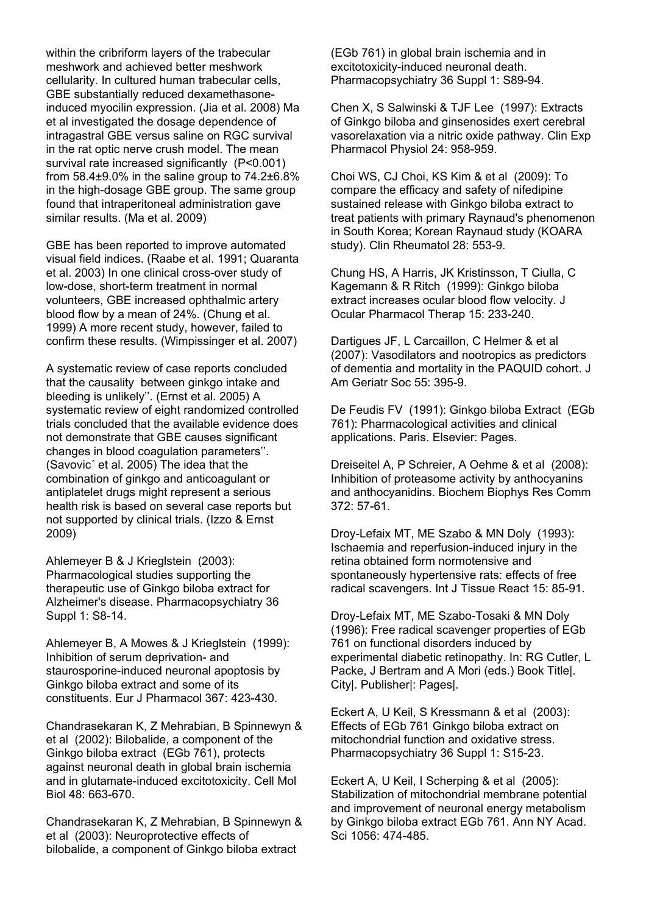within the cribriform layers of the trabecular meshwork and achieved better meshwork cellularity. In cultured human trabecular cells, GBE substantially reduced dexamethasone-induced myocilin expression. (Jia et al. 2008) Ma et al investigated the dosage dependence of intragastral GBE versus saline on RGC survival in the rat optic nerve crush model. The mean survival rate increased significantly ($P<0.001$) from 58.4±9.0% in the saline group to 74.2±6.8% in the high-dosage GBE group. The same group found that intraperitoneal administration gave similar results. (Ma et al. 2009)

GBE has been reported to improve automated visual field indices. (Raabe et al. 1991; Quaranta et al. 2003) In one clinical cross-over study of low-dose, short-term treatment in normal volunteers, GBE increased ophthalmic artery blood flow by a mean of 24%. (Chung et al. 1999) A more recent study, however, failed to confirm these results. (Wimpissinger et al. 2007)

A systematic review of case reports concluded that the causality between ginkgo intake and bleeding is unlikely''. (Ernst et al. 2005) A systematic review of eight randomized controlled trials concluded that the available evidence does not demonstrate that GBE causes significant changes in blood coagulation parameters''. (Savovic´ et al. 2005) The idea that the combination of ginkgo and anticoagulant or antiplatelet drugs might represent a serious health risk is based on several case reports but not supported by clinical trials. (Izzo & Ernst 2009)

Ahlemeyer B & J Krieglstein (2003): Pharmacological studies supporting the therapeutic use of Ginkgo biloba extract for Alzheimer's disease. Pharmacopsychiatry 36 Suppl 1: S8-14.

Ahlemeyer B, A Mowes & J Krieglstein (1999): Inhibition of serum deprivation- and staurosporine-induced neuronal apoptosis by Ginkgo biloba extract and some of its constituents. Eur J Pharmacol 367: 423-430.

Chandrasekaran K, Z Mehrabian, B Spinnewyn & et al (2002): Bilobalide, a component of the Ginkgo biloba extract (EGb 761), protects against neuronal death in global brain ischemia and in glutamate-induced excitotoxicity. Cell Mol Biol 48: 663-670.

Chandrasekaran K, Z Mehrabian, B Spinnewyn & et al (2003): Neuroprotective effects of bilobalide, a component of Ginkgo biloba extract (EGb 761) in global brain ischemia and in excitotoxicity-induced neuronal death. Pharmacopsychiatry 36 Suppl 1: S89-94.

Chen X, S Salwinski & TJF Lee (1997): Extracts of Ginkgo biloba and ginsenosides exert cerebral vasorelaxation via a nitric oxide pathway. Clin Exp Pharmacol Physiol 24: 958-959.

Choi WS, CJ Choi, KS Kim & et al (2009): To compare the efficacy and safety of nifedipine sustained release with Ginkgo biloba extract to treat patients with primary Raynaud's phenomenon in South Korea; Korean Raynaud study (KOARA study). Clin Rheumatol 28: 553-9.

Chung HS, A Harris, JK Kristinsson, T Ciulla, C Kagemann & R Ritch (1999): Ginkgo biloba extract increases ocular blood flow velocity. J Ocular Pharmacol Therap 15: 233-240.

Dartigues JF, L Carcaillon, C Helmer & et al (2007): Vasodilators and nootropics as predictors of dementia and mortality in the PAQUID cohort. J Am Geriatr Soc 55: 395-9.

De Feudis FV (1991): Ginkgo biloba Extract (EGb 761): Pharmacological activities and clinical applications. Paris. Elsevier: Pages.

Dreiseitel A, P Schreier, A Oehme & et al (2008): Inhibition of proteasome activity by anthocyanins and anthocyanidins. Biochem Biophys Res Comm 372: 57-61.

Droy-Lefaix MT, ME Szabo & MN Doly (1993): Ischaemia and reperfusion-induced injury in the retina obtained form normotensive and spontaneously hypertensive rats: effects of free radical scavengers. Int J Tissue React 15: 85-91.

Droy-Lefaix MT, ME Szabo-Tosaki & MN Doly (1996): Free radical scavenger properties of EGb 761 on functional disorders induced by experimental diabetic retinopathy. In: RG Cutler, L Packe, J Bertram and A Mori (eds.) Book Title|. City|. Publisher|: Pages|.

Eckert A, U Keil, S Kressmann & et al (2003): Effects of EGb 761 Ginkgo biloba extract on mitochondrial function and oxidative stress. Pharmacopsychiatry 36 Suppl 1: S15-23.

Eckert A, U Keil, I Scherping & et al (2005): Stabilization of mitochondrial membrane potential and improvement of neuronal energy metabolism by Ginkgo biloba extract EGb 761. Ann NY Acad. Sci 1056: 474-485.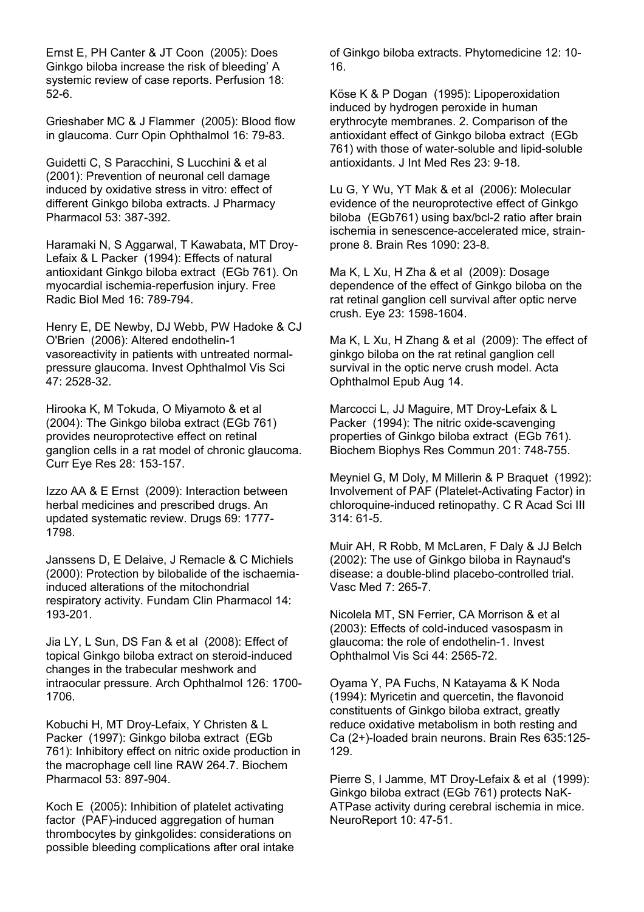Ernst E, PH Canter & JT Coon (2005): Does Ginkgo biloba increase the risk of bleeding' A systemic review of case reports. Perfusion 18: 52-6.

Grieshaber MC & J Flammer (2005): Blood flow in glaucoma. Curr Opin Ophthalmol 16: 79-83.

Guidetti C, S Paracchini, S Lucchini & et al (2001): Prevention of neuronal cell damage induced by oxidative stress in vitro: effect of different Ginkgo biloba extracts. J Pharmacy Pharmacol 53: 387-392.

Haramaki N, S Aggarwal, T Kawabata, MT Droy-Lefaix & L Packer (1994): Effects of natural antioxidant Ginkgo biloba extract (EGb 761). On myocardial ischemia-reperfusion injury. Free Radic Biol Med 16: 789-794.

Henry E, DE Newby, DJ Webb, PW Hadoke & CJ O'Brien (2006): Altered endothelin-1 vasoreactivity in patients with untreated normal-pressure glaucoma. Invest Ophthalmol Vis Sci 47: 2528-32.

Hirooka K, M Tokuda, O Miyamoto & et al (2004): The Ginkgo biloba extract (EGb 761) provides neuroprotective effect on retinal ganglion cells in a rat model of chronic glaucoma. Curr Eye Res 28: 153-157.

Izzo AA & E Ernst (2009): Interaction between herbal medicines and prescribed drugs. An updated systematic review. Drugs 69: 1777-1798.

Janssens D, E Delaive, J Remacle & C Michiels (2000): Protection by bilobalide of the ischaemia-induced alterations of the mitochondrial respiratory activity. Fundam Clin Pharmacol 14: 193-201.

Jia LY, L Sun, DS Fan & et al (2008): Effect of topical Ginkgo biloba extract on steroid-induced changes in the trabecular meshwork and intraocular pressure. Arch Ophthalmol 126: 1700-1706.

Kobuchi H, MT Droy-Lefaix, Y Christen & L Packer (1997): Ginkgo biloba extract (EGb 761): Inhibitory effect on nitric oxide production in the macrophage cell line RAW 264.7. Biochem Pharmacol 53: 897-904.

Koch E (2005): Inhibition of platelet activating factor (PAF)-induced aggregation of human thrombocytes by ginkgolides: considerations on possible bleeding complications after oral intake of Ginkgo biloba extracts. Phytomedicine 12: 10-16.

Köse K & P Dogan (1995): Lipoperoxidation induced by hydrogen peroxide in human erythrocyte membranes. 2. Comparison of the antioxidant effect of Ginkgo biloba extract (EGb 761) with those of water-soluble and lipid-soluble antioxidants. J Int Med Res 23: 9-18.

Lu G, Y Wu, YT Mak & et al (2006): Molecular evidence of the neuroprotective effect of Ginkgo biloba (EGb761) using bax/bcl-2 ratio after brain ischemia in senescence-accelerated mice, strain-prone 8. Brain Res 1090: 23-8.

Ma K, L Xu, H Zha & et al (2009): Dosage dependence of the effect of Ginkgo biloba on the rat retinal ganglion cell survival after optic nerve crush. Eye 23: 1598-1604.

Ma K, L Xu, H Zhang & et al (2009): The effect of ginkgo biloba on the rat retinal ganglion cell survival in the optic nerve crush model. Acta Ophthalmol Epub Aug 14.

Marcocci L, JJ Maguire, MT Droy-Lefaix & L Packer (1994): The nitric oxide-scavenging properties of Ginkgo biloba extract (EGb 761). Biochem Biophys Res Commun 201: 748-755.

Meyniel G, M Doly, M Millerin & P Braquet (1992): Involvement of PAF (Platelet-Activating Factor) in chloroquine-induced retinopathy. C R Acad Sci III 314: 61-5.

Muir AH, R Robb, M McLaren, F Daly & JJ Belch (2002): The use of Ginkgo biloba in Raynaud's disease: a double-blind placebo-controlled trial. Vasc Med 7: 265-7.

Nicolela MT, SN Ferrier, CA Morrison & et al (2003): Effects of cold-induced vasospasm in glaucoma: the role of endothelin-1. Invest Ophthalmol Vis Sci 44: 2565-72.

Oyama Y, PA Fuchs, N Katayama & K Noda (1994): Myricetin and quercetin, the flavonoid constituents of Ginkgo biloba extract, greatly reduce oxidative metabolism in both resting and Ca (2+)-loaded brain neurons. Brain Res 635:125-129.

Pierre S, I Jamme, MT Droy-Lefaix & et al (1999): Ginkgo biloba extract (EGb 761) protects NaK-ATPase activity during cerebral ischemia in mice. NeuroReport 10: 47-51.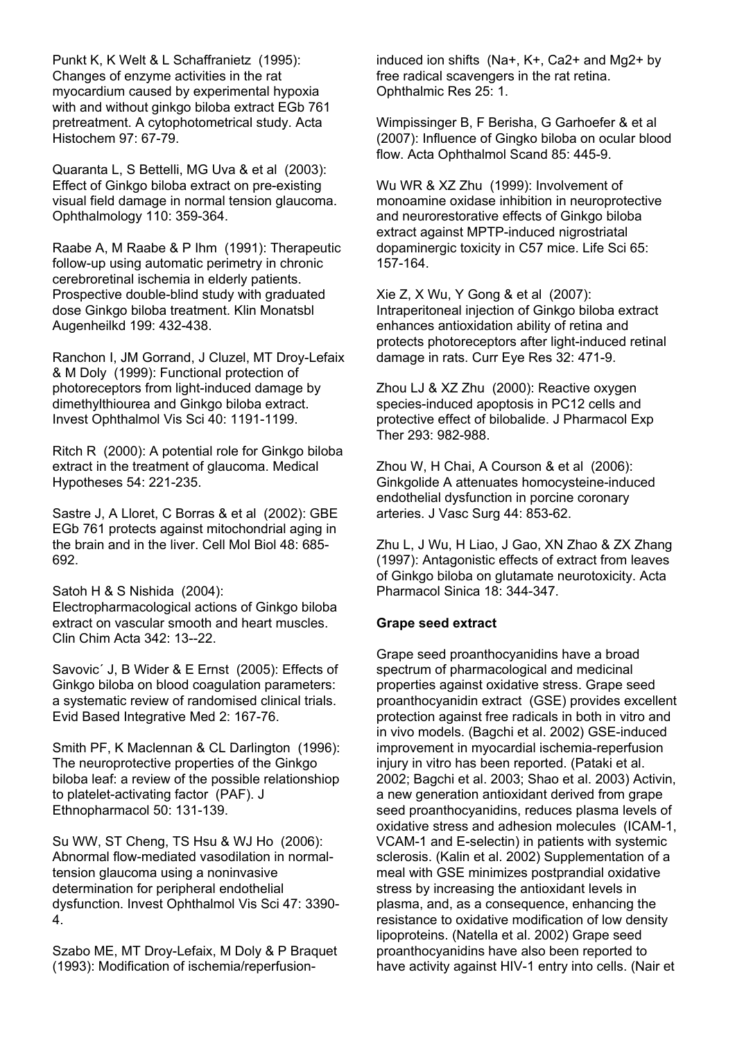Punkt K, K Welt & L Schaffranietz (1995): Changes of enzyme activities in the rat myocardium caused by experimental hypoxia with and without ginkgo biloba extract EGb 761 pretreatment. A cytophotometrical study. Acta Histochem 97: 67-79.

Quaranta L, S Bettelli, MG Uva & et al (2003): Effect of Ginkgo biloba extract on pre-existing visual field damage in normal tension glaucoma. Ophthalmology 110: 359-364.

Raabe A, M Raabe & P Ihm (1991): Therapeutic follow-up using automatic perimetry in chronic cerebroretinal ischemia in elderly patients. Prospective double-blind study with graduated dose Ginkgo biloba treatment. Klin Monatsbl Augenheilkd 199: 432-438.

Ranchon I, JM Gorrand, J Cluzel, MT Droy-Lefaix & M Doly (1999): Functional protection of photoreceptors from light-induced damage by dimethylthiourea and Ginkgo biloba extract. Invest Ophthalmol Vis Sci 40: 1191-1199.

Ritch R (2000): A potential role for Ginkgo biloba extract in the treatment of glaucoma. Medical Hypotheses 54: 221-235.

Sastre J, A Lloret, C Borras & et al (2002): GBE EGb 761 protects against mitochondrial aging in the brain and in the liver. Cell Mol Biol 48: 685-692.

Satoh H & S Nishida (2004): Electropharmacological actions of Ginkgo biloba extract on vascular smooth and heart muscles. Clin Chim Acta 342: 13--22.

Savovic´ J, B Wider & E Ernst (2005): Effects of Ginkgo biloba on blood coagulation parameters: a systematic review of randomised clinical trials. Evid Based Integrative Med 2: 167-76.

Smith PF, K Maclennan & CL Darlington (1996): The neuroprotective properties of the Ginkgo biloba leaf: a review of the possible relationshiop to platelet-activating factor (PAF). J Ethnopharmacol 50: 131-139.

Su WW, ST Cheng, TS Hsu & WJ Ho (2006): Abnormal flow-mediated vasodilation in normal-tension glaucoma using a noninvasive determination for peripheral endothelial dysfunction. Invest Ophthalmol Vis Sci 47: 3390-4.

Szabo ME, MT Droy-Lefaix, M Doly & P Braquet (1993): Modification of ischemia/reperfusion-induced ion shifts (Na+, K+, Ca2+ and Mg2+ by free radical scavengers in the rat retina. Ophthalmic Res 25: 1.

Wimpissinger B, F Berisha, G Garhoefer & et al (2007): Influence of Gingko biloba on ocular blood flow. Acta Ophthalmol Scand 85: 445-9.

Wu WR & XZ Zhu (1999): Involvement of monoamine oxidase inhibition in neuroprotective and neurorestorative effects of Ginkgo biloba extract against MPTP-induced nigrostriatal dopaminergic toxicity in C57 mice. Life Sci 65: 157-164.

Xie Z, X Wu, Y Gong & et al (2007): Intraperitoneal injection of Ginkgo biloba extract enhances antioxidation ability of retina and protects photoreceptors after light-induced retinal damage in rats. Curr Eye Res 32: 471-9.

Zhou LJ & XZ Zhu (2000): Reactive oxygen species-induced apoptosis in PC12 cells and protective effect of bilobalide. J Pharmacol Exp Ther 293: 982-988.

Zhou W, H Chai, A Courson & et al (2006): Ginkgolide A attenuates homocysteine-induced endothelial dysfunction in porcine coronary arteries. J Vasc Surg 44: 853-62.

Zhu L, J Wu, H Liao, J Gao, XN Zhao & ZX Zhang (1997): Antagonistic effects of extract from leaves of Ginkgo biloba on glutamate neurotoxicity. Acta Pharmacol Sinica 18: 344-347.

**Grape seed extract**

Grape seed proanthocyanidins have a broad spectrum of pharmacological and medicinal properties against oxidative stress. Grape seed proanthocyanidin extract (GSE) provides excellent protection against free radicals in both in vitro and in vivo models. (Bagchi et al. 2002) GSE-induced improvement in myocardial ischemia-reperfusion injury in vitro has been reported. (Pataki et al. 2002; Bagchi et al. 2003; Shao et al. 2003) Activin, a new generation antioxidant derived from grape seed proanthocyanidins, reduces plasma levels of oxidative stress and adhesion molecules (ICAM-1, VCAM-1 and E-selectin) in patients with systemic sclerosis. (Kalin et al. 2002) Supplementation of a meal with GSE minimizes postprandial oxidative stress by increasing the antioxidant levels in plasma, and, as a consequence, enhancing the resistance to oxidative modification of low density lipoproteins. (Natella et al. 2002) Grape seed proanthocyanidins have also been reported to have activity against HIV-1 entry into cells. (Nair et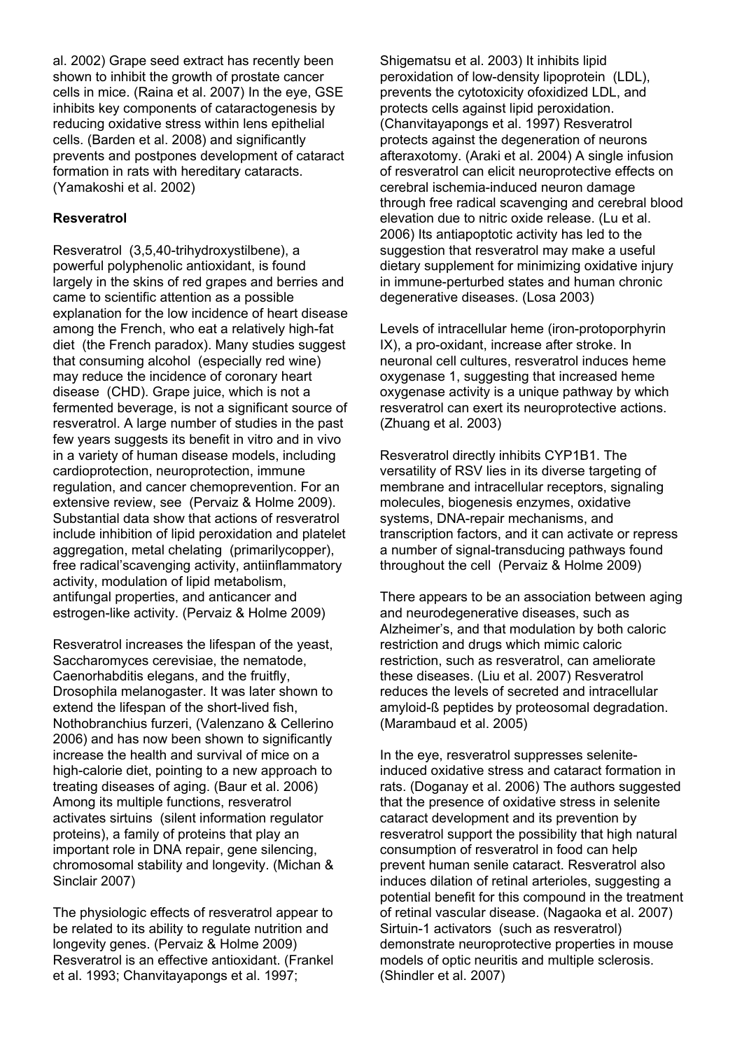al. 2002) Grape seed extract has recently been shown to inhibit the growth of prostate cancer cells in mice. (Raina et al. 2007) In the eye, GSE inhibits key components of cataractogenesis by reducing oxidative stress within lens epithelial cells. (Barden et al. 2008) and significantly prevents and postpones development of cataract formation in rats with hereditary cataracts. (Yamakoshi et al. 2002)

**Resveratrol**

Resveratrol (3,5,40-trihydroxystilbene), a powerful polyphenolic antioxidant, is found largely in the skins of red grapes and berries and came to scientific attention as a possible explanation for the low incidence of heart disease among the French, who eat a relatively high-fat diet (the French paradox). Many studies suggest that consuming alcohol (especially red wine) may reduce the incidence of coronary heart disease (CHD). Grape juice, which is not a fermented beverage, is not a significant source of resveratrol. A large number of studies in the past few years suggests its benefit in vitro and in vivo in a variety of human disease models, including cardioprotection, neuroprotection, immune regulation, and cancer chemoprevention. For an extensive review, see (Pervaiz & Holme 2009). Substantial data show that actions of resveratrol include inhibition of lipid peroxidation and platelet aggregation, metal chelating (primarilycopper), free radical'scavenging activity, antiinflammatory activity, modulation of lipid metabolism, antifungal properties, and anticancer and estrogen-like activity. (Pervaiz & Holme 2009)

Resveratrol increases the lifespan of the yeast, Saccharomyces cerevisiae, the nematode, Caenorhabditis elegans, and the fruitfly, Drosophila melanogaster. It was later shown to extend the lifespan of the short-lived fish, Nothobranchius furzeri, (Valenzano & Cellerino 2006) and has now been shown to significantly increase the health and survival of mice on a high-calorie diet, pointing to a new approach to treating diseases of aging. (Baur et al. 2006) Among its multiple functions, resveratrol activates sirtuins (silent information regulator proteins), a family of proteins that play an important role in DNA repair, gene silencing, chromosomal stability and longevity. (Michan & Sinclair 2007)

The physiologic effects of resveratrol appear to be related to its ability to regulate nutrition and longevity genes. (Pervaiz & Holme 2009) Resveratrol is an effective antioxidant. (Frankel et al. 1993; Chanvitayapongs et al. 1997; Shigematsu et al. 2003) It inhibits lipid peroxidation of low-density lipoprotein (LDL), prevents the cytotoxicity ofoxidized LDL, and protects cells against lipid peroxidation. (Chanvitayapongs et al. 1997) Resveratrol protects against the degeneration of neurons afteraxotomy. (Araki et al. 2004) A single infusion of resveratrol can elicit neuroprotective effects on cerebral ischemia-induced neuron damage through free radical scavenging and cerebral blood elevation due to nitric oxide release. (Lu et al. 2006) Its antiapoptotic activity has led to the suggestion that resveratrol may make a useful dietary supplement for minimizing oxidative injury in immune-perturbed states and human chronic degenerative diseases. (Losa 2003)

Levels of intracellular heme (iron-protoporphyrin IX), a pro-oxidant, increase after stroke. In neuronal cell cultures, resveratrol induces heme oxygenase 1, suggesting that increased heme oxygenase activity is a unique pathway by which resveratrol can exert its neuroprotective actions. (Zhuang et al. 2003)

Resveratrol directly inhibits CYP1B1. The versatility of RSV lies in its diverse targeting of membrane and intracellular receptors, signaling molecules, biogenesis enzymes, oxidative systems, DNA-repair mechanisms, and transcription factors, and it can activate or repress a number of signal-transducing pathways found throughout the cell (Pervaiz & Holme 2009)

There appears to be an association between aging and neurodegenerative diseases, such as Alzheimer's, and that modulation by both caloric restriction and drugs which mimic caloric restriction, such as resveratrol, can ameliorate these diseases. (Liu et al. 2007) Resveratrol reduces the levels of secreted and intracellular amyloid-ß peptides by proteosomal degradation. (Marambaud et al. 2005)

In the eye, resveratrol suppresses selenite-induced oxidative stress and cataract formation in rats. (Doganay et al. 2006) The authors suggested that the presence of oxidative stress in selenite cataract development and its prevention by resveratrol support the possibility that high natural consumption of resveratrol in food can help prevent human senile cataract. Resveratrol also induces dilation of retinal arterioles, suggesting a potential benefit for this compound in the treatment of retinal vascular disease. (Nagaoka et al. 2007) Sirtuin-1 activators (such as resveratrol) demonstrate neuroprotective properties in mouse models of optic neuritis and multiple sclerosis. (Shindler et al. 2007)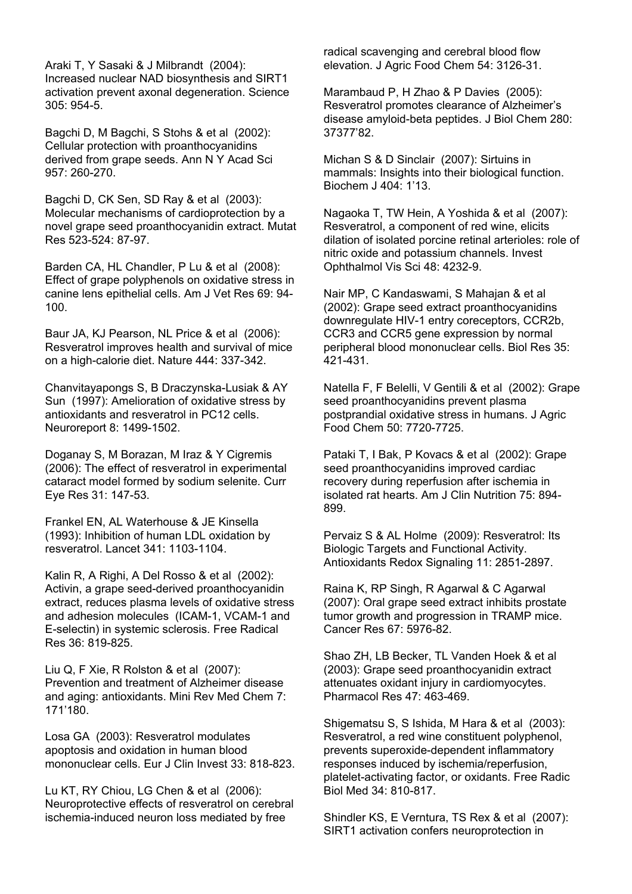Araki T, Y Sasaki & J Milbrandt (2004): Increased nuclear NAD biosynthesis and SIRT1 activation prevent axonal degeneration. Science 305: 954-5.

Bagchi D, M Bagchi, S Stohs & et al (2002): Cellular protection with proanthocyanidins derived from grape seeds. Ann N Y Acad Sci 957: 260-270.

Bagchi D, CK Sen, SD Ray & et al (2003): Molecular mechanisms of cardioprotection by a novel grape seed proanthocyanidin extract. Mutat Res 523-524: 87-97.

Barden CA, HL Chandler, P Lu & et al (2008): Effect of grape polyphenols on oxidative stress in canine lens epithelial cells. Am J Vet Res 69: 94-100.

Baur JA, KJ Pearson, NL Price & et al (2006): Resveratrol improves health and survival of mice on a high-calorie diet. Nature 444: 337-342.

Chanvitayapongs S, B Draczynska-Lusiak & AY Sun (1997): Amelioration of oxidative stress by antioxidants and resveratrol in PC12 cells. Neuroreport 8: 1499-1502.

Doganay S, M Borazan, M Iraz & Y Cigremis (2006): The effect of resveratrol in experimental cataract model formed by sodium selenite. Curr Eye Res 31: 147-53.

Frankel EN, AL Waterhouse & JE Kinsella (1993): Inhibition of human LDL oxidation by resveratrol. Lancet 341: 1103-1104.

Kalin R, A Righi, A Del Rosso & et al (2002): Activin, a grape seed-derived proanthocyanidin extract, reduces plasma levels of oxidative stress and adhesion molecules (ICAM-1, VCAM-1 and E-selectin) in systemic sclerosis. Free Radical Res 36: 819-825.

Liu Q, F Xie, R Rolston & et al (2007): Prevention and treatment of Alzheimer disease and aging: antioxidants. Mini Rev Med Chem 7: 171'180.

Losa GA (2003): Resveratrol modulates apoptosis and oxidation in human blood mononuclear cells. Eur J Clin Invest 33: 818-823.

Lu KT, RY Chiou, LG Chen & et al (2006): Neuroprotective effects of resveratrol on cerebral ischemia-induced neuron loss mediated by free radical scavenging and cerebral blood flow elevation. J Agric Food Chem 54: 3126-31.

Marambaud P, H Zhao & P Davies (2005): Resveratrol promotes clearance of Alzheimer's disease amyloid-beta peptides. J Biol Chem 280: 37377'82.

Michan S & D Sinclair (2007): Sirtuins in mammals: Insights into their biological function. Biochem J 404: 1'13.

Nagaoka T, TW Hein, A Yoshida & et al (2007): Resveratrol, a component of red wine, elicits dilation of isolated porcine retinal arterioles: role of nitric oxide and potassium channels. Invest Ophthalmol Vis Sci 48: 4232-9.

Nair MP, C Kandaswami, S Mahajan & et al (2002): Grape seed extract proanthocyanidins downregulate HIV-1 entry coreceptors, CCR2b, CCR3 and CCR5 gene expression by normal peripheral blood mononuclear cells. Biol Res 35: 421-431.

Natella F, F Belelli, V Gentili & et al (2002): Grape seed proanthocyanidins prevent plasma postprandial oxidative stress in humans. J Agric Food Chem 50: 7720-7725.

Pataki T, I Bak, P Kovacs & et al (2002): Grape seed proanthocyanidins improved cardiac recovery during reperfusion after ischemia in isolated rat hearts. Am J Clin Nutrition 75: 894-899.

Pervaiz S & AL Holme (2009): Resveratrol: Its Biologic Targets and Functional Activity. Antioxidants Redox Signaling 11: 2851-2897.

Raina K, RP Singh, R Agarwal & C Agarwal (2007): Oral grape seed extract inhibits prostate tumor growth and progression in TRAMP mice. Cancer Res 67: 5976-82.

Shao ZH, LB Becker, TL Vanden Hoek & et al (2003): Grape seed proanthocyanidin extract attenuates oxidant injury in cardiomyocytes. Pharmacol Res 47: 463-469.

Shigematsu S, S Ishida, M Hara & et al (2003): Resveratrol, a red wine constituent polyphenol, prevents superoxide-dependent inflammatory responses induced by ischemia/reperfusion, platelet-activating factor, or oxidants. Free Radic Biol Med 34: 810-817.

Shindler KS, E Verntura, TS Rex & et al (2007): SIRT1 activation confers neuroprotection in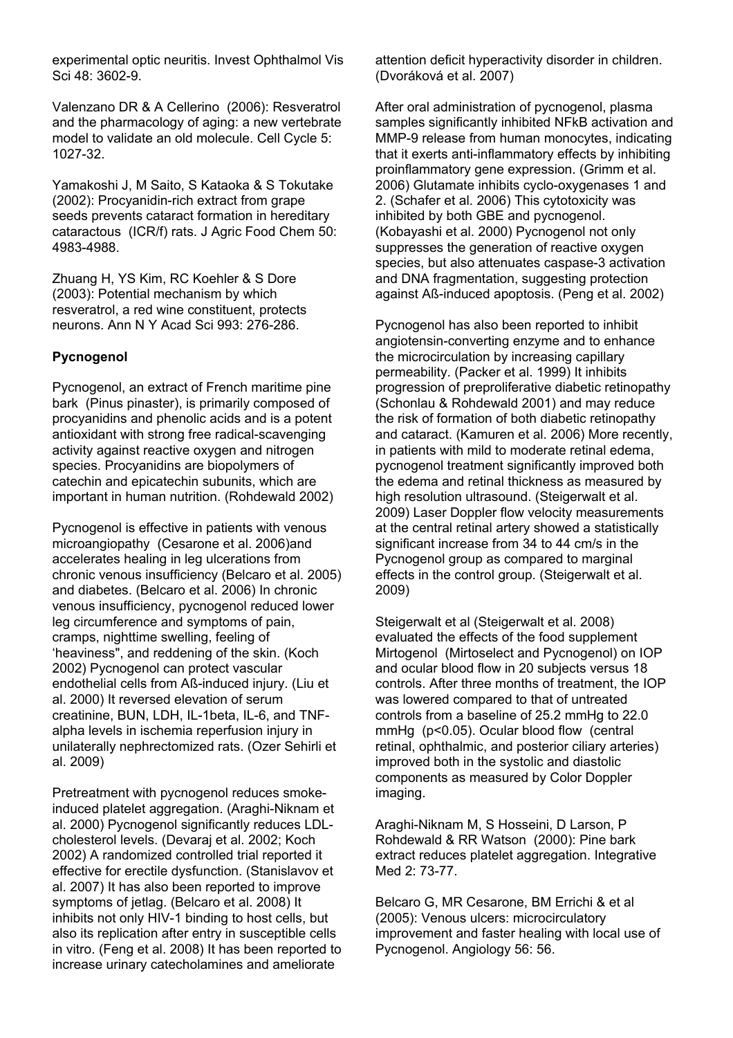experimental optic neuritis. Invest Ophthalmol Vis Sci 48: 3602-9.

Valenzano DR & A Cellerino (2006): Resveratrol and the pharmacology of aging: a new vertebrate model to validate an old molecule. Cell Cycle 5: 1027-32.

Yamakoshi J, M Saito, S Kataoka & S Tokutake (2002): Procyanidin-rich extract from grape seeds prevents cataract formation in hereditary cataractous (ICR/f) rats. J Agric Food Chem 50: 4983-4988.

Zhuang H, YS Kim, RC Koehler & S Dore (2003): Potential mechanism by which resveratrol, a red wine constituent, protects neurons. Ann N Y Acad Sci 993: 276-286.

**Pycnogenol**

Pycnogenol, an extract of French maritime pine bark (Pinus pinaster), is primarily composed of procyanidins and phenolic acids and is a potent antioxidant with strong free radical-scavenging activity against reactive oxygen and nitrogen species. Procyanidins are biopolymers of catechin and epicatechin subunits, which are important in human nutrition. (Rohdewald 2002)

Pycnogenol is effective in patients with venous microangiopathy (Cesarone et al. 2006)and accelerates healing in leg ulcerations from chronic venous insufficiency (Belcaro et al. 2005) and diabetes. (Belcaro et al. 2006) In chronic venous insufficiency, pycnogenol reduced lower leg circumference and symptoms of pain, cramps, nighttime swelling, feeling of 'heaviness", and reddening of the skin. (Koch 2002) Pycnogenol can protect vascular endothelial cells from Aß-induced injury. (Liu et al. 2000) It reversed elevation of serum creatinine, BUN, LDH, IL-1beta, IL-6, and TNF-alpha levels in ischemia reperfusion injury in unilaterally nephrectomized rats. (Ozer Sehirli et al. 2009)

Pretreatment with pycnogenol reduces smoke-induced platelet aggregation. (Araghi-Niknam et al. 2000) Pycnogenol significantly reduces LDL-cholesterol levels. (Devaraj et al. 2002; Koch 2002) A randomized controlled trial reported it effective for erectile dysfunction. (Stanislavov et al. 2007) It has also been reported to improve symptoms of jetlag. (Belcaro et al. 2008) It inhibits not only HIV-1 binding to host cells, but also its replication after entry in susceptible cells in vitro. (Feng et al. 2008) It has been reported to increase urinary catecholamines and ameliorate attention deficit hyperactivity disorder in children. (Dvoráková et al. 2007)

After oral administration of pycnogenol, plasma samples significantly inhibited NFkB activation and MMP-9 release from human monocytes, indicating that it exerts anti-inflammatory effects by inhibiting proinflammatory gene expression. (Grimm et al. 2006) Glutamate inhibits cyclo-oxygenases 1 and 2. (Schafer et al. 2006) This cytotoxicity was inhibited by both GBE and pycnogenol. (Kobayashi et al. 2000) Pycnogenol not only suppresses the generation of reactive oxygen species, but also attenuates caspase-3 activation and DNA fragmentation, suggesting protection against Aß-induced apoptosis. (Peng et al. 2002)

Pycnogenol has also been reported to inhibit angiotensin-converting enzyme and to enhance the microcirculation by increasing capillary permeability. (Packer et al. 1999) It inhibits progression of preproliferative diabetic retinopathy (Schonlau & Rohdewald 2001) and may reduce the risk of formation of both diabetic retinopathy and cataract. (Kamuren et al. 2006) More recently, in patients with mild to moderate retinal edema, pycnogenol treatment significantly improved both the edema and retinal thickness as measured by high resolution ultrasound. (Steigerwalt et al. 2009) Laser Doppler flow velocity measurements at the central retinal artery showed a statistically significant increase from 34 to 44 cm/s in the Pycnogenol group as compared to marginal effects in the control group. (Steigerwalt et al. 2009)

Steigerwalt et al (Steigerwalt et al. 2008) evaluated the effects of the food supplement Mirtogenol (Mirtoselect and Pycnogenol) on IOP and ocular blood flow in 20 subjects versus 18 controls. After three months of treatment, the IOP was lowered compared to that of untreated controls from a baseline of 25.2 mmHg to 22.0 mmHg ($p<0.05$). Ocular blood flow (central retinal, ophthalmic, and posterior ciliary arteries) improved both in the systolic and diastolic components as measured by Color Doppler imaging.

Araghi-Niknam M, S Hosseini, D Larson, P Rohdewald & RR Watson (2000): Pine bark extract reduces platelet aggregation. Integrative Med 2: 73-77.

Belcaro G, MR Cesarone, BM Errichi & et al (2005): Venous ulcers: microcirculatory improvement and faster healing with local use of Pycnogenol. Angiology 56: 56.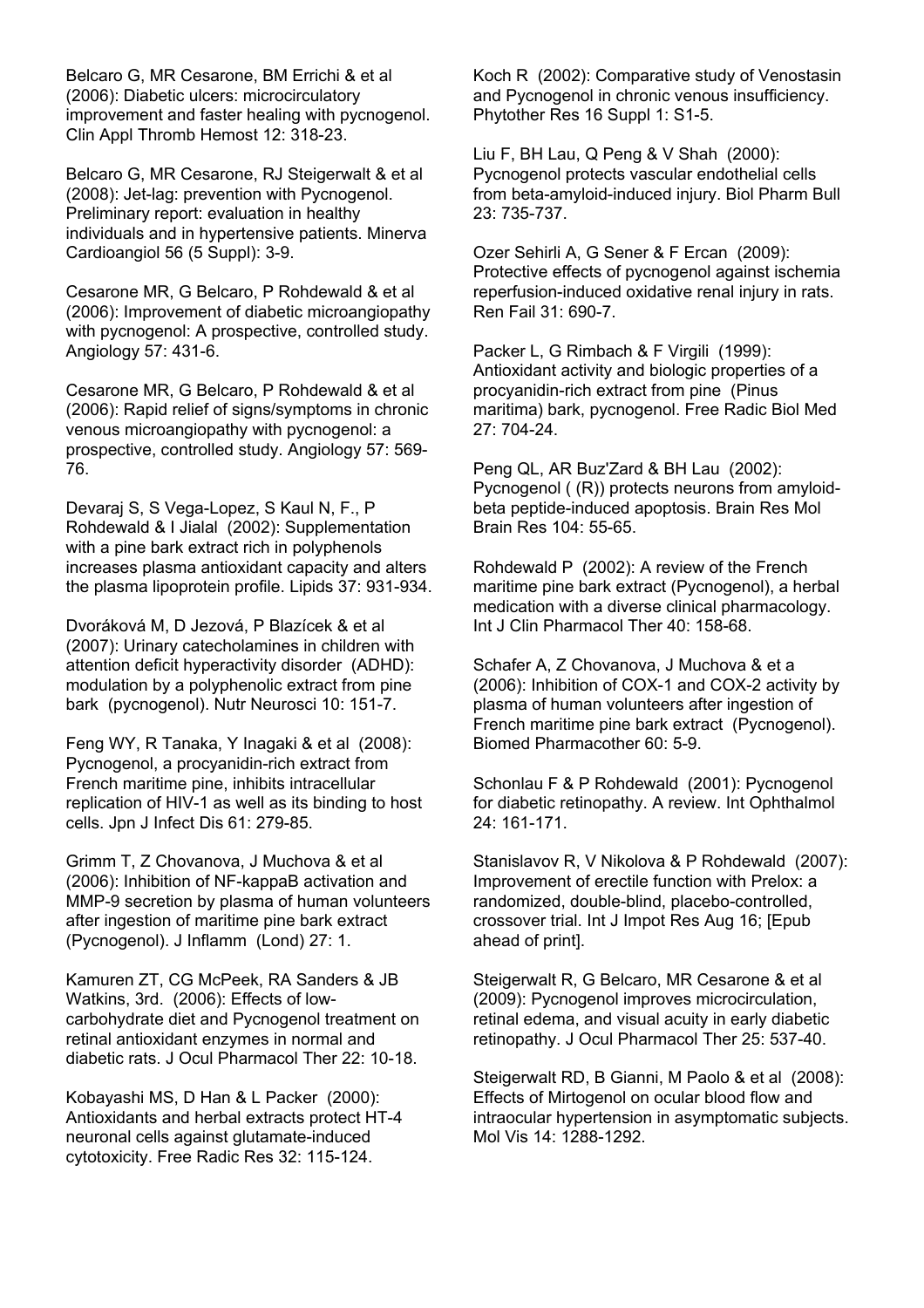Belcaro G, MR Cesarone, BM Errichi & et al (2006): Diabetic ulcers: microcirculatory improvement and faster healing with pycnogenol. Clin Appl Thromb Hemost 12: 318-23.

Belcaro G, MR Cesarone, RJ Steigerwalt & et al (2008): Jet-lag: prevention with Pycnogenol. Preliminary report: evaluation in healthy individuals and in hypertensive patients. Minerva Cardioangiol 56 (5 Suppl): 3-9.

Cesarone MR, G Belcaro, P Rohdewald & et al (2006): Improvement of diabetic microangiopathy with pycnogenol: A prospective, controlled study. Angiology 57: 431-6.

Cesarone MR, G Belcaro, P Rohdewald & et al (2006): Rapid relief of signs/symptoms in chronic venous microangiopathy with pycnogenol: a prospective, controlled study. Angiology 57: 569-76.

Devaraj S, S Vega-Lopez, S Kaul N, F., P Rohdewald & I Jialal (2002): Supplementation with a pine bark extract rich in polyphenols increases plasma antioxidant capacity and alters the plasma lipoprotein profile. Lipids 37: 931-934.

Dvoráková M, D Jezová, P Blazícek & et al (2007): Urinary catecholamines in children with attention deficit hyperactivity disorder (ADHD): modulation by a polyphenolic extract from pine bark (pycnogenol). Nutr Neurosci 10: 151-7.

Feng WY, R Tanaka, Y Inagaki & et al (2008): Pycnogenol, a procyanidin-rich extract from French maritime pine, inhibits intracellular replication of HIV-1 as well as its binding to host cells. Jpn J Infect Dis 61: 279-85.

Grimm T, Z Chovanova, J Muchova & et al (2006): Inhibition of NF-kappaB activation and MMP-9 secretion by plasma of human volunteers after ingestion of maritime pine bark extract (Pycnogenol). J Inflamm (Lond) 27: 1.

Kamuren ZT, CG McPeek, RA Sanders & JB Watkins, 3rd. (2006): Effects of low-carbohydrate diet and Pycnogenol treatment on retinal antioxidant enzymes in normal and diabetic rats. J Ocul Pharmacol Ther 22: 10-18.

Kobayashi MS, D Han & L Packer (2000): Antioxidants and herbal extracts protect HT-4 neuronal cells against glutamate-induced cytotoxicity. Free Radic Res 32: 115-124.

Koch R (2002): Comparative study of Venostasin and Pycnogenol in chronic venous insufficiency. Phytother Res 16 Suppl 1: S1-5.

Liu F, BH Lau, Q Peng & V Shah (2000): Pycnogenol protects vascular endothelial cells from beta-amyloid-induced injury. Biol Pharm Bull 23: 735-737.

Ozer Sehirli A, G Sener & F Ercan (2009): Protective effects of pycnogenol against ischemia reperfusion-induced oxidative renal injury in rats. Ren Fail 31: 690-7.

Packer L, G Rimbach & F Virgili (1999): Antioxidant activity and biologic properties of a procyanidin-rich extract from pine (Pinus maritima) bark, pycnogenol. Free Radic Biol Med 27: 704-24.

Peng QL, AR Buz'Zard & BH Lau (2002): Pycnogenol ( (R)) protects neurons from amyloid-beta peptide-induced apoptosis. Brain Res Mol Brain Res 104: 55-65.

Rohdewald P (2002): A review of the French maritime pine bark extract (Pycnogenol), a herbal medication with a diverse clinical pharmacology. Int J Clin Pharmacol Ther 40: 158-68.

Schafer A, Z Chovanova, J Muchova & et a (2006): Inhibition of COX-1 and COX-2 activity by plasma of human volunteers after ingestion of French maritime pine bark extract (Pycnogenol). Biomed Pharmacother 60: 5-9.

Schonlau F & P Rohdewald (2001): Pycnogenol for diabetic retinopathy. A review. Int Ophthalmol 24: 161-171.

Stanislavov R, V Nikolova & P Rohdewald (2007): Improvement of erectile function with Prelox: a randomized, double-blind, placebo-controlled, crossover trial. Int J Impot Res Aug 16; [Epub ahead of print].

Steigerwalt R, G Belcaro, MR Cesarone & et al (2009): Pycnogenol improves microcirculation, retinal edema, and visual acuity in early diabetic retinopathy. J Ocul Pharmacol Ther 25: 537-40.

Steigerwalt RD, B Gianni, M Paolo & et al (2008): Effects of Mirtogenol on ocular blood flow and intraocular hypertension in asymptomatic subjects. Mol Vis 14: 1288-1292.